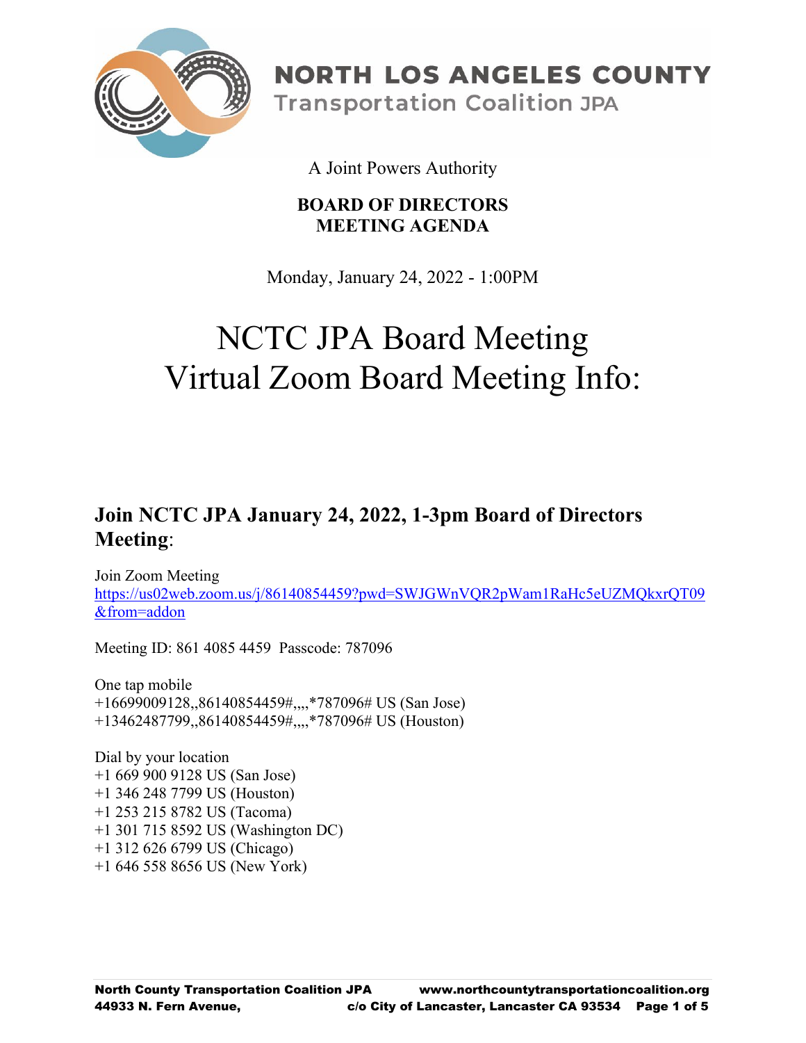# NORTH LOS ANGELES COUNTY
## Transportation Coalition JPA

A Joint Powers Authority

**BOARD OF DIRECTORS**
**MEETING AGENDA**

Monday, January 24, 2022 - 1:00PM

# NCTC JPA Board Meeting
# Virtual Zoom Board Meeting Info:

## Join NCTC JPA January 24, 2022, 1-3pm Board of Directors Meeting:

Join Zoom Meeting
https://us02web.zoom.us/j/86140854459?pwd=SWJGWnVQR2pWam1RaHc5eUZMQkxrQT09&from=addon

Meeting ID: 861 4085 4459 Passcode: 787096

One tap mobile
+16699009128,,86140854459#,,,,*787096# US (San Jose)
+13462487799,,86140854459#,,,,*787096# US (Houston)

Dial by your location
+1 669 900 9128 US (San Jose)
+1 346 248 7799 US (Houston)
+1 253 215 8782 US (Tacoma)
+1 301 715 8592 US (Washington DC)
+1 312 626 6799 US (Chicago)
+1 646 558 8656 US (New York)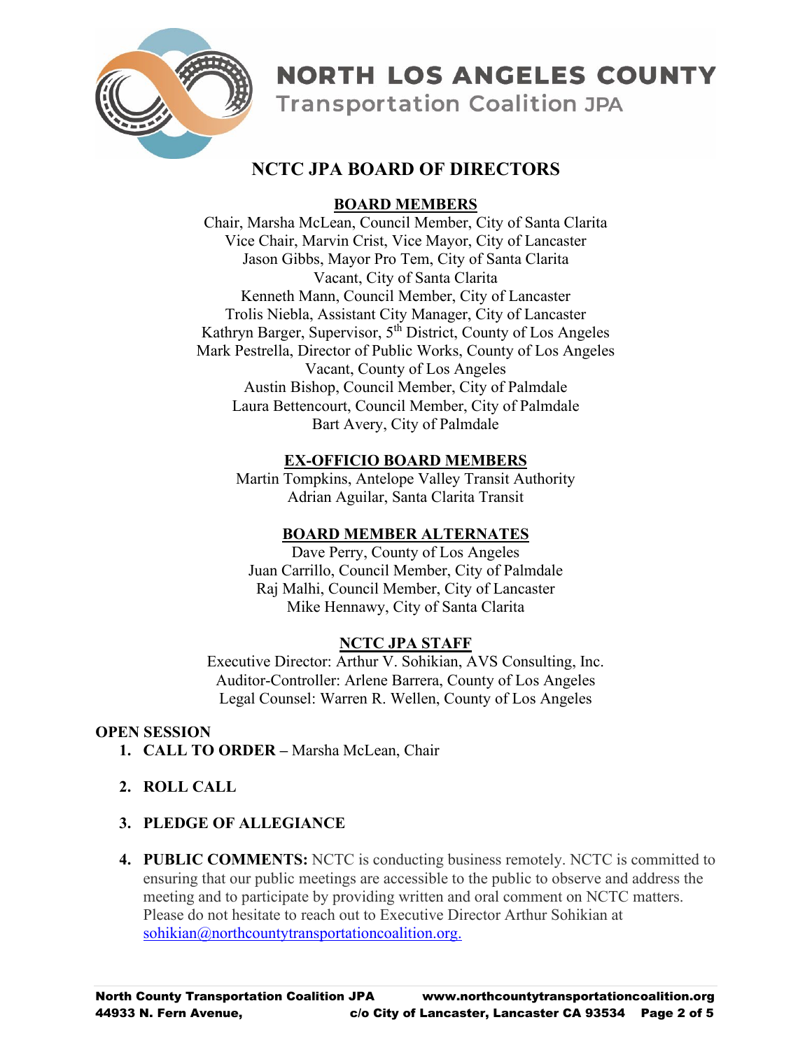# NORTH LOS ANGELES COUNTY

## Transportation Coalition JPA

## NCTC JPA BOARD OF DIRECTORS

### BOARD MEMBERS

Chair, Marsha McLean, Council Member, City of Santa Clarita
Vice Chair, Marvin Crist, Vice Mayor, City of Lancaster
Jason Gibbs, Mayor Pro Tem, City of Santa Clarita
Vacant, City of Santa Clarita
Kenneth Mann, Council Member, City of Lancaster
Trolis Niebla, Assistant City Manager, City of Lancaster
Kathryn Barger, Supervisor, 5th District, County of Los Angeles
Mark Pestrella, Director of Public Works, County of Los Angeles
Vacant, County of Los Angeles
Austin Bishop, Council Member, City of Palmdale
Laura Bettencourt, Council Member, City of Palmdale
Bart Avery, City of Palmdale

### EX-OFFICIO BOARD MEMBERS

Martin Tompkins, Antelope Valley Transit Authority
Adrian Aguilar, Santa Clarita Transit

### BOARD MEMBER ALTERNATES

Dave Perry, County of Los Angeles
Juan Carrillo, Council Member, City of Palmdale
Raj Malhi, Council Member, City of Lancaster
Mike Hennawy, City of Santa Clarita

### NCTC JPA STAFF

Executive Director: Arthur V. Sohikian, AVS Consulting, Inc.
Auditor-Controller: Arlene Barrera, County of Los Angeles
Legal Counsel: Warren R. Wellen, County of Los Angeles

**OPEN SESSION**

1. **CALL TO ORDER –** Marsha McLean, Chair

2. **ROLL CALL**

3. **PLEDGE OF ALLEGIANCE**

4. **PUBLIC COMMENTS:** NCTC is conducting business remotely. NCTC is committed to ensuring that our public meetings are accessible to the public to observe and address the meeting and to participate by providing written and oral comment on NCTC matters. Please do not hesitate to reach out to Executive Director Arthur Sohikian at sohikian@northcountytransportationcoalition.org.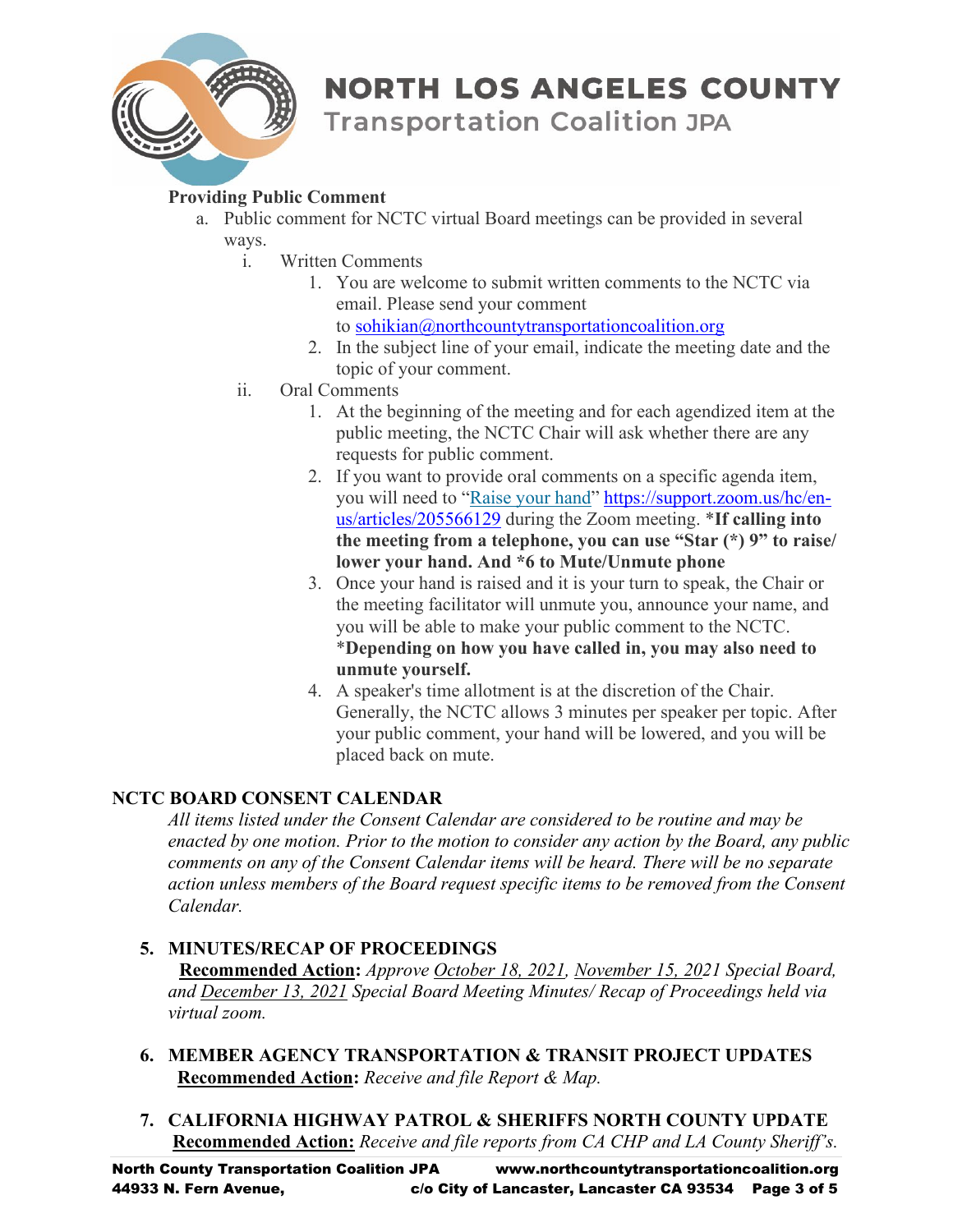**Providing Public Comment**

a. Public comment for NCTC virtual Board meetings can be provided in several ways.
   i. Written Comments
      1. You are welcome to submit written comments to the NCTC via email. Please send your comment to sohikian@northcountytransportationcoalition.org
      2. In the subject line of your email, indicate the meeting date and the topic of your comment.
   ii. Oral Comments
      1. At the beginning of the meeting and for each agendized item at the public meeting, the NCTC Chair will ask whether there are any requests for public comment.
      2. If you want to provide oral comments on a specific agenda item, you will need to "Raise your hand" https://support.zoom.us/hc/en-us/articles/205566129 during the Zoom meeting. ***If calling into the meeting from a telephone, you can use "Star (*) 9" to raise/ lower your hand. And *6 to Mute/Unmute phone**
      3. Once your hand is raised and it is your turn to speak, the Chair or the meeting facilitator will unmute you, announce your name, and you will be able to make your public comment to the NCTC. ***Depending on how you have called in, you may also need to unmute yourself.**
      4. A speaker's time allotment is at the discretion of the Chair. Generally, the NCTC allows 3 minutes per speaker per topic. After your public comment, your hand will be lowered, and you will be placed back on mute.

## NCTC BOARD CONSENT CALENDAR

*All items listed under the Consent Calendar are considered to be routine and may be enacted by one motion. Prior to the motion to consider any action by the Board, any public comments on any of the Consent Calendar items will be heard. There will be no separate action unless members of the Board request specific items to be removed from the Consent Calendar.*

**5. MINUTES/RECAP OF PROCEEDINGS**
**Recommended Action:** *Approve October 18, 2021, November 15, 2021 Special Board, and December 13, 2021 Special Board Meeting Minutes/ Recap of Proceedings held via virtual zoom.*

**6. MEMBER AGENCY TRANSPORTATION & TRANSIT PROJECT UPDATES**
**Recommended Action:** *Receive and file Report & Map.*

**7. CALIFORNIA HIGHWAY PATROL & SHERIFFS NORTH COUNTY UPDATE**
**Recommended Action:** *Receive and file reports from CA CHP and LA County Sheriff's.*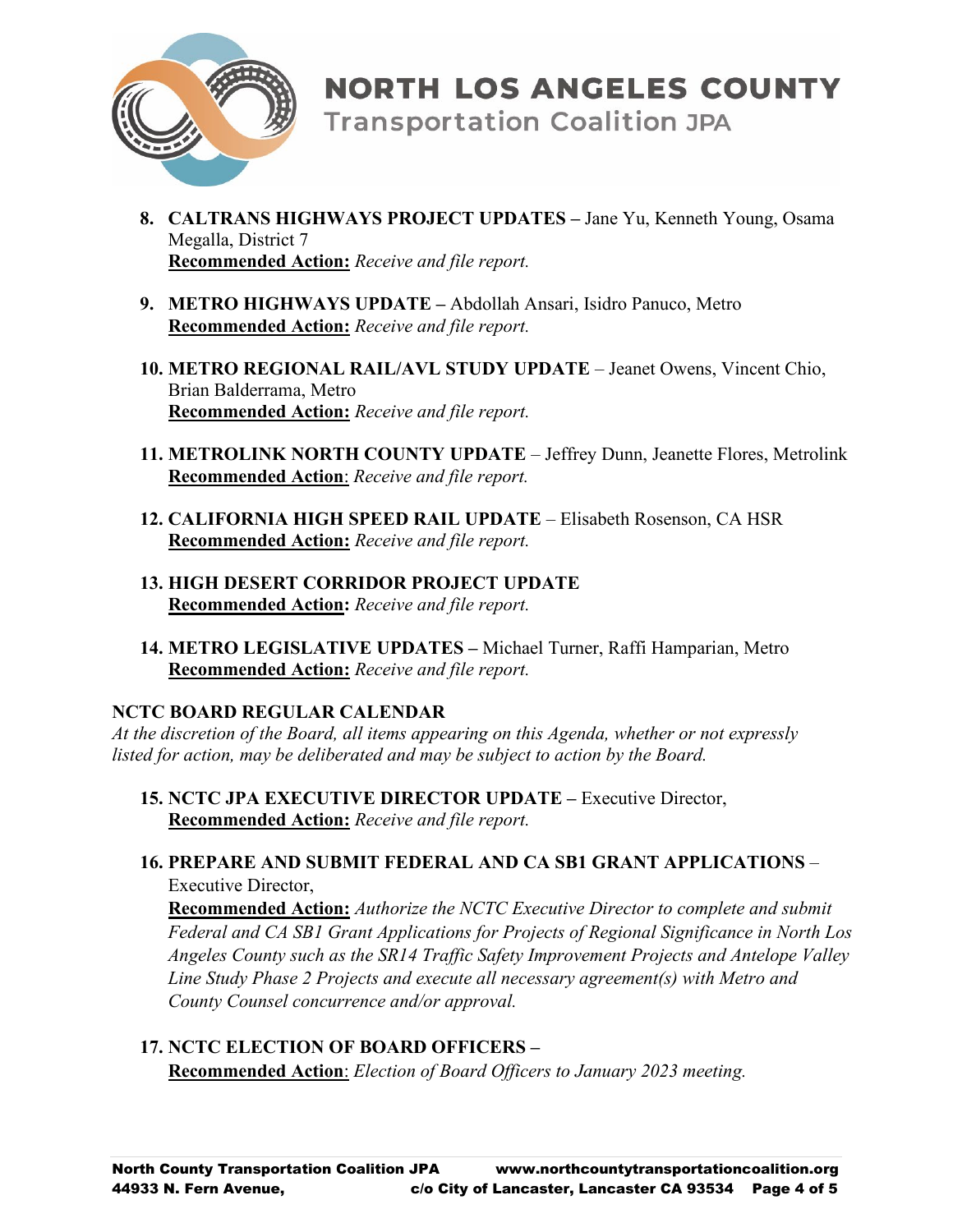8. **CALTRANS HIGHWAYS PROJECT UPDATES –** Jane Yu, Kenneth Young, Osama Megalla, District 7
   **Recommended Action:** *Receive and file report.*

9. **METRO HIGHWAYS UPDATE –** Abdollah Ansari, Isidro Panuco, Metro
   **Recommended Action:** *Receive and file report.*

10. **METRO REGIONAL RAIL/AVL STUDY UPDATE** – Jeanet Owens, Vincent Chio, Brian Balderrama, Metro
    **Recommended Action:** *Receive and file report.*

11. **METROLINK NORTH COUNTY UPDATE** – Jeffrey Dunn, Jeanette Flores, Metrolink
    **Recommended Action**: *Receive and file report.*

12. **CALIFORNIA HIGH SPEED RAIL UPDATE** – Elisabeth Rosenson, CA HSR
    **Recommended Action:** *Receive and file report.*

13. **HIGH DESERT CORRIDOR PROJECT UPDATE**
    **Recommended Action:** *Receive and file report.*

14. **METRO LEGISLATIVE UPDATES –** Michael Turner, Raffi Hamparian, Metro
    **Recommended Action:** *Receive and file report.*

**NCTC BOARD REGULAR CALENDAR**

*At the discretion of the Board, all items appearing on this Agenda, whether or not expressly listed for action, may be deliberated and may be subject to action by the Board.*

15. **NCTC JPA EXECUTIVE DIRECTOR UPDATE –** Executive Director,
    **Recommended Action:** *Receive and file report.*

16. **PREPARE AND SUBMIT FEDERAL AND CA SB1 GRANT APPLICATIONS** – Executive Director,
    **Recommended Action:** *Authorize the NCTC Executive Director to complete and submit Federal and CA SB1 Grant Applications for Projects of Regional Significance in North Los Angeles County such as the SR14 Traffic Safety Improvement Projects and Antelope Valley Line Study Phase 2 Projects and execute all necessary agreement(s) with Metro and County Counsel concurrence and/or approval.*

17. **NCTC ELECTION OF BOARD OFFICERS –**
    **Recommended Action**: *Election of Board Officers to January 2023 meeting.*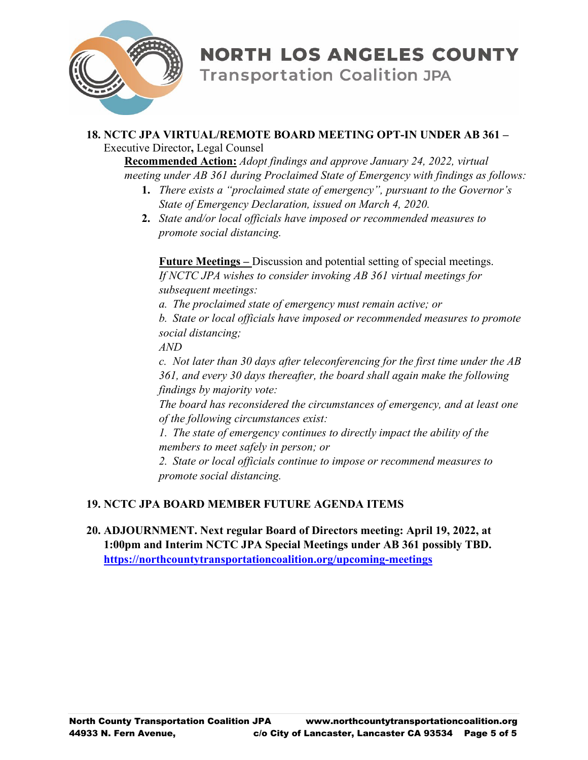**18. NCTC JPA VIRTUAL/REMOTE BOARD MEETING OPT-IN UNDER AB 361 –** Executive Director**,** Legal Counsel

**Recommended Action:** *Adopt findings and approve January 24, 2022, virtual meeting under AB 361 during Proclaimed State of Emergency with findings as follows:*

1. *There exists a "proclaimed state of emergency", pursuant to the Governor's State of Emergency Declaration, issued on March 4, 2020.*
2. *State and/or local officials have imposed or recommended measures to promote social distancing.*

**Future Meetings –** Discussion and potential setting of special meetings.
*If NCTC JPA wishes to consider invoking AB 361 virtual meetings for subsequent meetings:*

*a. The proclaimed state of emergency must remain active; or*

*b. State or local officials have imposed or recommended measures to promote social distancing;*

*AND*

*c. Not later than 30 days after teleconferencing for the first time under the AB 361, and every 30 days thereafter, the board shall again make the following findings by majority vote:*

*The board has reconsidered the circumstances of emergency, and at least one of the following circumstances exist:*

*1. The state of emergency continues to directly impact the ability of the members to meet safely in person; or*

*2. State or local officials continue to impose or recommend measures to promote social distancing.*

**19. NCTC JPA BOARD MEMBER FUTURE AGENDA ITEMS**

**20. ADJOURNMENT. Next regular Board of Directors meeting: April 19, 2022, at 1:00pm and Interim NCTC JPA Special Meetings under AB 361 possibly TBD.** **https://northcountytransportationcoalition.org/upcoming-meetings**